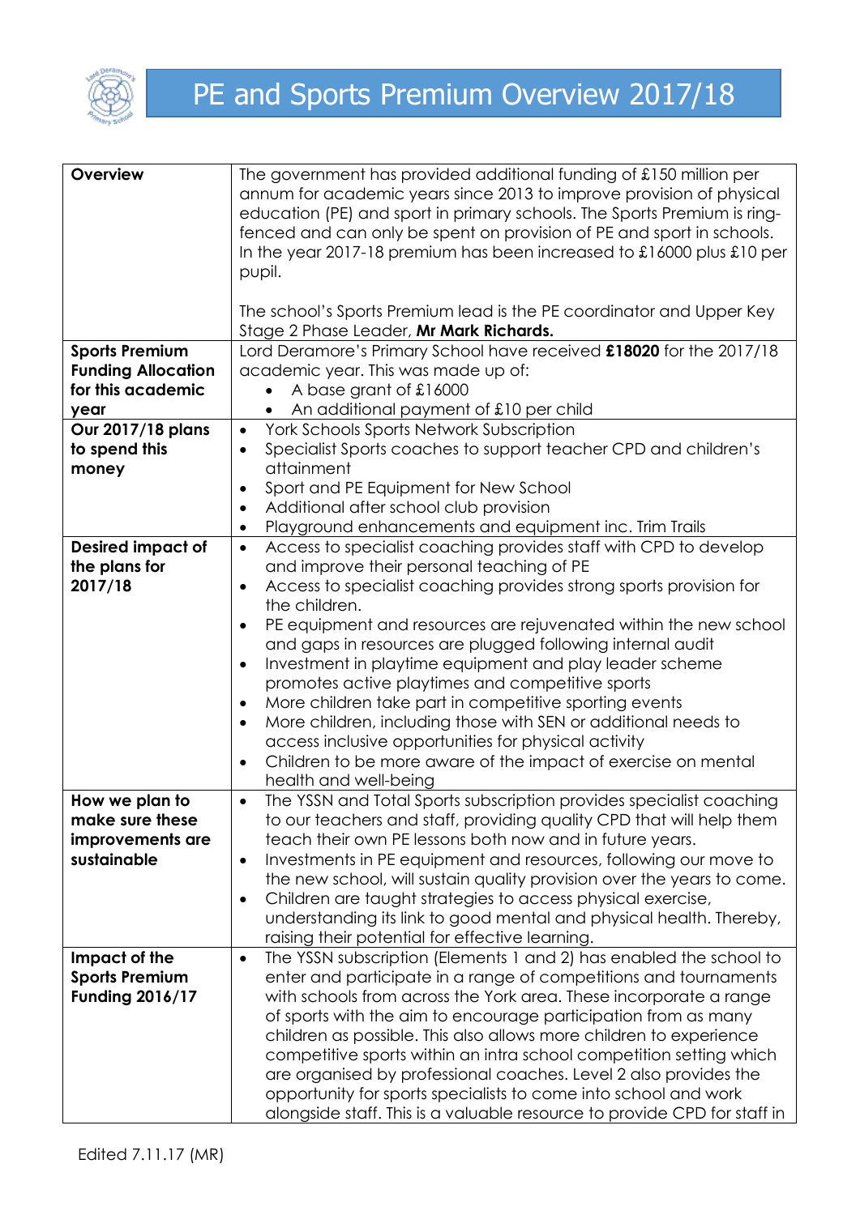# PE and Sports Premium Overview 2017/18

| | |
|---|---|
| **Overview** | The government has provided additional funding of £150 million per annum for academic years since 2013 to improve provision of physical education (PE) and sport in primary schools. The Sports Premium is ring-fenced and can only be spent on provision of PE and sport in schools. In the year 2017-18 premium has been increased to £16000 plus £10 per pupil.<br><br>The school's Sports Premium lead is the PE coordinator and Upper Key Stage 2 Phase Leader, **Mr Mark Richards.** |
| **Sports Premium Funding Allocation for this academic year** | Lord Deramore's Primary School have received **£18020** for the 2017/18 academic year. This was made up of:<br>• A base grant of £16000<br>• An additional payment of £10 per child |
| **Our 2017/18 plans to spend this money** | • York Schools Sports Network Subscription<br>• Specialist Sports coaches to support teacher CPD and children's attainment<br>• Sport and PE Equipment for New School<br>• Additional after school club provision<br>• Playground enhancements and equipment inc. Trim Trails |
| **Desired impact of the plans for 2017/18** | • Access to specialist coaching provides staff with CPD to develop and improve their personal teaching of PE<br>• Access to specialist coaching provides strong sports provision for the children.<br>• PE equipment and resources are rejuvenated within the new school and gaps in resources are plugged following internal audit<br>• Investment in playtime equipment and play leader scheme promotes active playtimes and competitive sports<br>• More children take part in competitive sporting events<br>• More children, including those with SEN or additional needs to access inclusive opportunities for physical activity<br>• Children to be more aware of the impact of exercise on mental health and well-being |
| **How we plan to make sure these improvements are sustainable** | • The YSSN and Total Sports subscription provides specialist coaching to our teachers and staff, providing quality CPD that will help them teach their own PE lessons both now and in future years.<br>• Investments in PE equipment and resources, following our move to the new school, will sustain quality provision over the years to come.<br>• Children are taught strategies to access physical exercise, understanding its link to good mental and physical health. Thereby, raising their potential for effective learning. |
| **Impact of the Sports Premium Funding 2016/17** | • The YSSN subscription (Elements 1 and 2) has enabled the school to enter and participate in a range of competitions and tournaments with schools from across the York area. These incorporate a range of sports with the aim to encourage participation from as many children as possible. This also allows more children to experience competitive sports within an intra school competition setting which are organised by professional coaches. Level 2 also provides the opportunity for sports specialists to come into school and work alongside staff. This is a valuable resource to provide CPD for staff in |

Edited 7.11.17 (MR)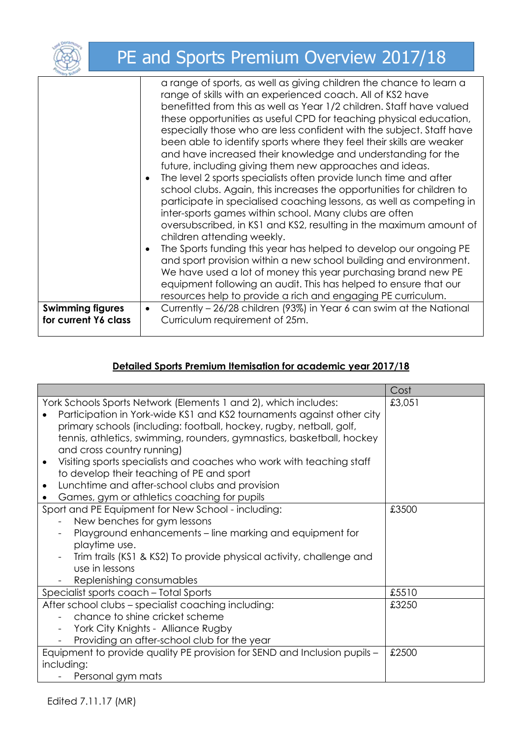# PE and Sports Premium Overview 2017/18

| | |
|---|---|
| | a range of sports, as well as giving children the chance to learn a range of skills with an experienced coach. All of KS2 have benefitted from this as well as Year 1/2 children. Staff have valued these opportunities as useful CPD for teaching physical education, especially those who are less confident with the subject. Staff have been able to identify sports where they feel their skills are weaker and have increased their knowledge and understanding for the future, including giving them new approaches and ideas.<br>• The level 2 sports specialists often provide lunch time and after school clubs. Again, this increases the opportunities for children to participate in specialised coaching lessons, as well as competing in inter-sports games within school. Many clubs are often oversubscribed, in KS1 and KS2, resulting in the maximum amount of children attending weekly.<br>• The Sports funding this year has helped to develop our ongoing PE and sport provision within a new school building and environment. We have used a lot of money this year purchasing brand new PE equipment following an audit. This has helped to ensure that our resources help to provide a rich and engaging PE curriculum. |
| **Swimming figures for current Y6 class** | • Currently – 26/28 children (93%) in Year 6 can swim at the National Curriculum requirement of 25m. |

## Detailed Sports Premium Itemisation for academic year 2017/18

| | Cost |
|---|---|
| York Schools Sports Network (Elements 1 and 2), which includes:<br>• Participation in York-wide KS1 and KS2 tournaments against other city primary schools (including: football, hockey, rugby, netball, golf, tennis, athletics, swimming, rounders, gymnastics, basketball, hockey and cross country running)<br>• Visiting sports specialists and coaches who work with teaching staff to develop their teaching of PE and sport<br>• Lunchtime and after-school clubs and provision<br>• Games, gym or athletics coaching for pupils | £3,051 |
| Sport and PE Equipment for New School - including:<br>- New benches for gym lessons<br>- Playground enhancements – line marking and equipment for playtime use.<br>- Trim trails (KS1 & KS2) To provide physical activity, challenge and use in lessons<br>- Replenishing consumables | £3500 |
| Specialist sports coach – Total Sports | £5510 |
| After school clubs – specialist coaching including:<br>- chance to shine cricket scheme<br>- York City Knights - Alliance Rugby<br>- Providing an after-school club for the year | £3250 |
| Equipment to provide quality PE provision for SEND and Inclusion pupils – including:<br>- Personal gym mats | £2500 |

Edited 7.11.17 (MR)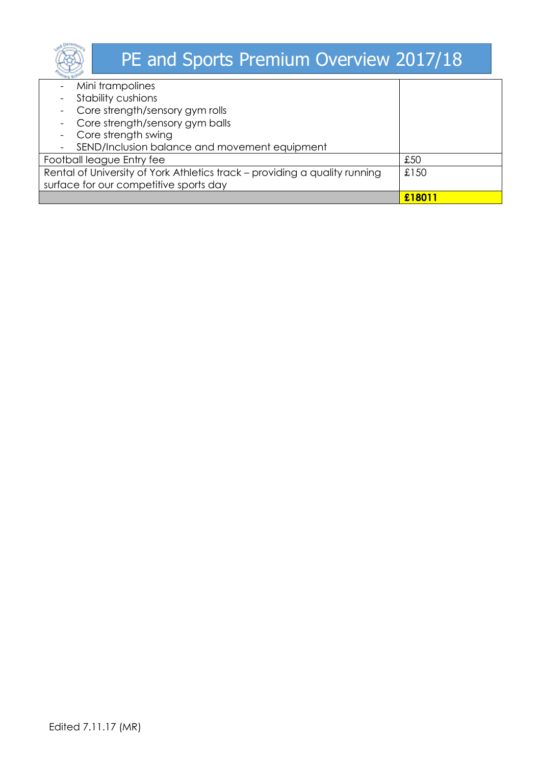# PE and Sports Premium Overview 2017/18

| | |
|---|---|
| - Mini trampolines<br>- Stability cushions<br>- Core strength/sensory gym rolls<br>- Core strength/sensory gym balls<br>- Core strength swing<br>- SEND/Inclusion balance and movement equipment | |
| Football league Entry fee | £50 |
| Rental of University of York Athletics track – providing a quality running surface for our competitive sports day | £150 |
| | **£18011** |

Edited 7.11.17 (MR)